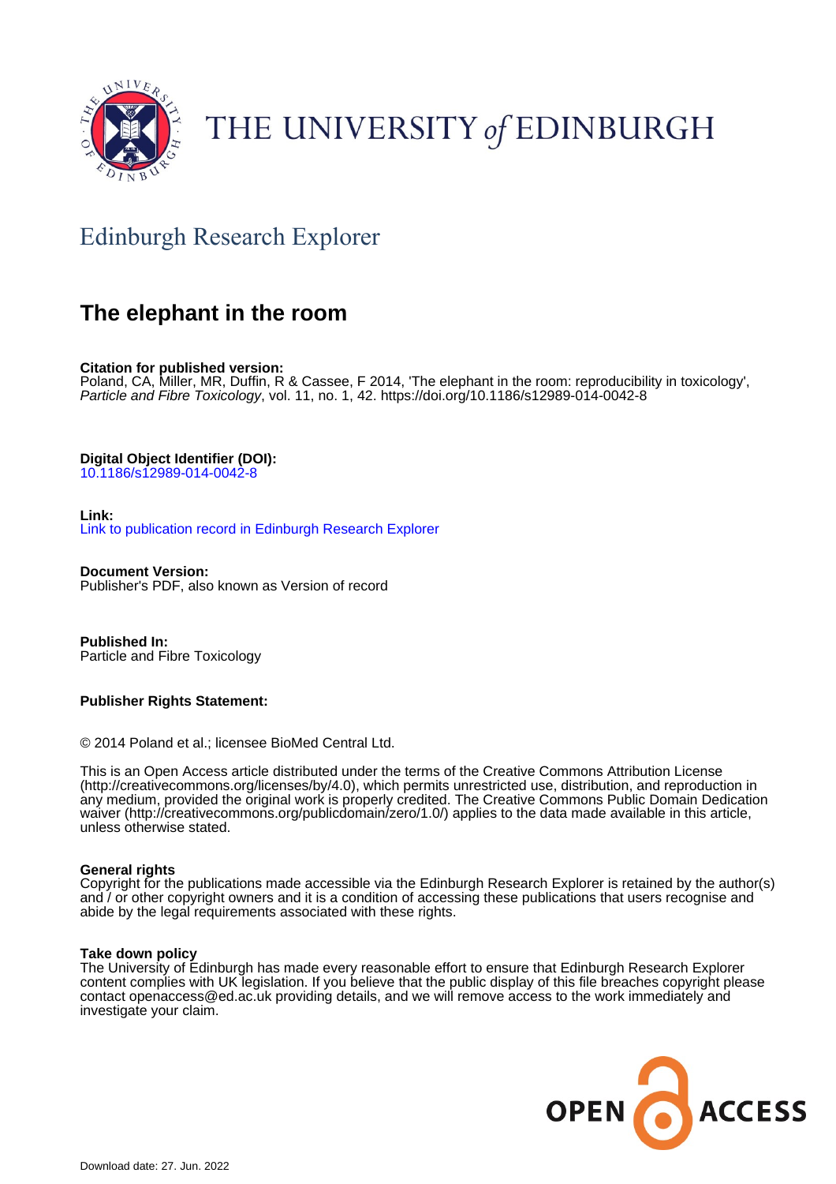THE UNIVERSITY of EDINBURGH

## Edinburgh Research Explorer

# The elephant in the room

**Citation for published version:**
Poland, CA, Miller, MR, Duffin, R & Cassee, F 2014, 'The elephant in the room: reproducibility in toxicology', *Particle and Fibre Toxicology*, vol. 11, no. 1, 42. https://doi.org/10.1186/s12989-014-0042-8

**Digital Object Identifier (DOI):**
10.1186/s12989-014-0042-8

**Link:**
Link to publication record in Edinburgh Research Explorer

**Document Version:**
Publisher's PDF, also known as Version of record

**Published In:**
Particle and Fibre Toxicology

**Publisher Rights Statement:**

© 2014 Poland et al.; licensee BioMed Central Ltd.

This is an Open Access article distributed under the terms of the Creative Commons Attribution License (http://creativecommons.org/licenses/by/4.0), which permits unrestricted use, distribution, and reproduction in any medium, provided the original work is properly credited. The Creative Commons Public Domain Dedication waiver (http://creativecommons.org/publicdomain/zero/1.0/) applies to the data made available in this article, unless otherwise stated.

**General rights**
Copyright for the publications made accessible via the Edinburgh Research Explorer is retained by the author(s) and / or other copyright owners and it is a condition of accessing these publications that users recognise and abide by the legal requirements associated with these rights.

**Take down policy**
The University of Edinburgh has made every reasonable effort to ensure that Edinburgh Research Explorer content complies with UK legislation. If you believe that the public display of this file breaches copyright please contact openaccess@ed.ac.uk providing details, and we will remove access to the work immediately and investigate your claim.

OPEN ACCESS

Download date: 27. Jun. 2022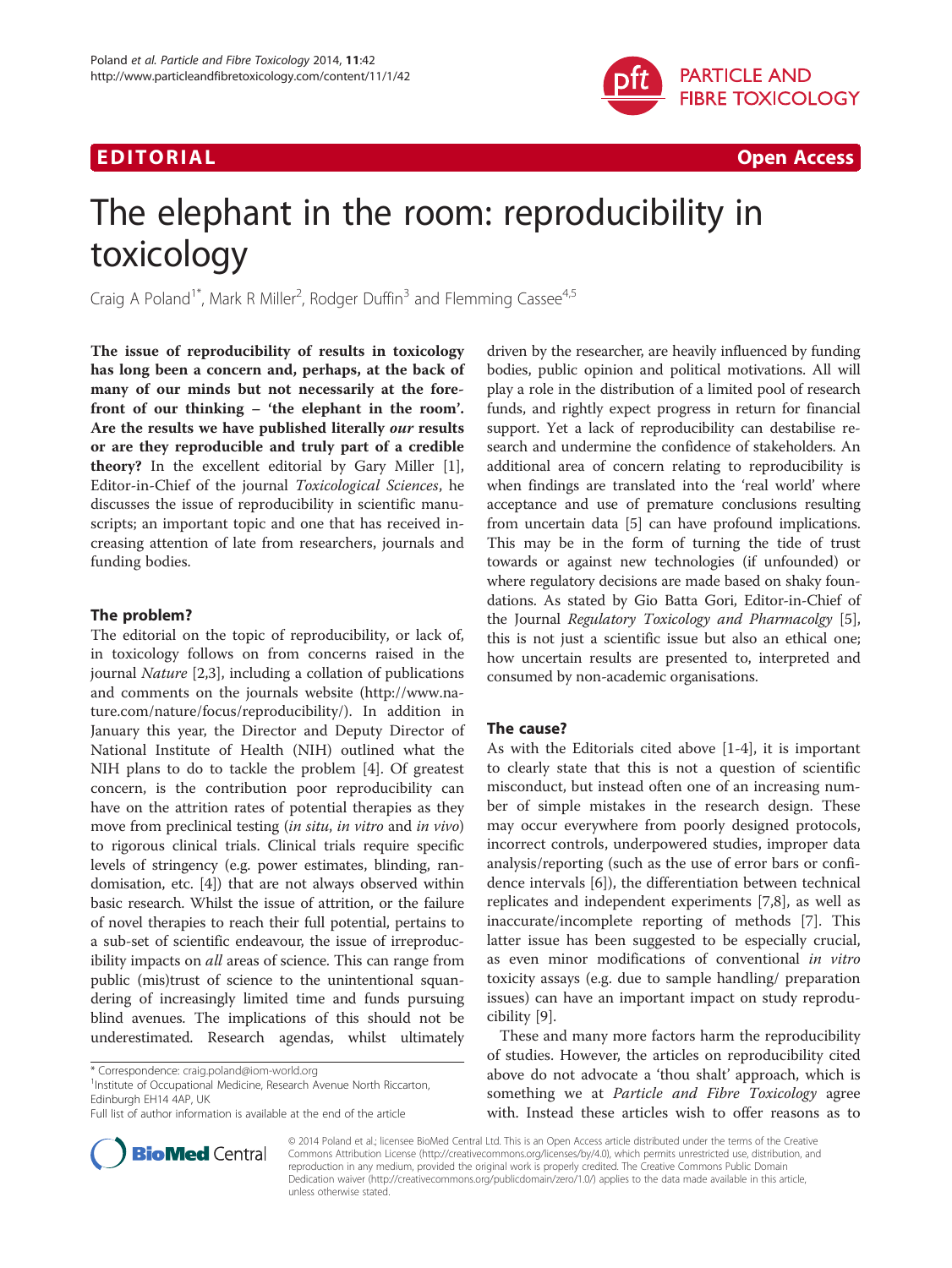# The elephant in the room: reproducibility in toxicology

Craig A Poland[1*], Mark R Miller[2], Rodger Duffin[3] and Flemming Cassee[4,5]

**The issue of reproducibility of results in toxicology has long been a concern and, perhaps, at the back of many of our minds but not necessarily at the forefront of our thinking – 'the elephant in the room'. Are the results we have published literally *our* results or are they reproducible and truly part of a credible theory?** In the excellent editorial by Gary Miller [1], Editor-in-Chief of the journal *Toxicological Sciences*, he discusses the issue of reproducibility in scientific manuscripts; an important topic and one that has received increasing attention of late from researchers, journals and funding bodies.

## The problem?

The editorial on the topic of reproducibility, or lack of, in toxicology follows on from concerns raised in the journal *Nature* [2,3], including a collation of publications and comments on the journals website (http://www.nature.com/nature/focus/reproducibility/). In addition in January this year, the Director and Deputy Director of National Institute of Health (NIH) outlined what the NIH plans to do to tackle the problem [4]. Of greatest concern, is the contribution poor reproducibility can have on the attrition rates of potential therapies as they move from preclinical testing (*in situ*, *in vitro* and *in vivo*) to rigorous clinical trials. Clinical trials require specific levels of stringency (e.g. power estimates, blinding, randomisation, etc. [4]) that are not always observed within basic research. Whilst the issue of attrition, or the failure of novel therapies to reach their full potential, pertains to a sub-set of scientific endeavour, the issue of irreproducibility impacts on *all* areas of science. This can range from public (mis)trust of science to the unintentional squandering of increasingly limited time and funds pursuing blind avenues. The implications of this should not be underestimated. Research agendas, whilst ultimately driven by the researcher, are heavily influenced by funding bodies, public opinion and political motivations. All will play a role in the distribution of a limited pool of research funds, and rightly expect progress in return for financial support. Yet a lack of reproducibility can destabilise research and undermine the confidence of stakeholders. An additional area of concern relating to reproducibility is when findings are translated into the 'real world' where acceptance and use of premature conclusions resulting from uncertain data [5] can have profound implications. This may be in the form of turning the tide of trust towards or against new technologies (if unfounded) or where regulatory decisions are made based on shaky foundations. As stated by Gio Batta Gori, Editor-in-Chief of the Journal *Regulatory Toxicology and Pharmacolgy* [5], this is not just a scientific issue but also an ethical one; how uncertain results are presented to, interpreted and consumed by non-academic organisations.

## The cause?

As with the Editorials cited above [1-4], it is important to clearly state that this is not a question of scientific misconduct, but instead often one of an increasing number of simple mistakes in the research design. These may occur everywhere from poorly designed protocols, incorrect controls, underpowered studies, improper data analysis/reporting (such as the use of error bars or confidence intervals [6]), the differentiation between technical replicates and independent experiments [7,8], as well as inaccurate/incomplete reporting of methods [7]. This latter issue has been suggested to be especially crucial, as even minor modifications of conventional *in vitro* toxicity assays (e.g. due to sample handling/ preparation issues) can have an important impact on study reproducibility [9].

These and many more factors harm the reproducibility of studies. However, the articles on reproducibility cited above do not advocate a 'thou shalt' approach, which is something we at *Particle and Fibre Toxicology* agree with. Instead these articles wish to offer reasons as to

\* Correspondence: craig.poland@iom-world.org
[1]Institute of Occupational Medicine, Research Avenue North Riccarton, Edinburgh EH14 4AP, UK
Full list of author information is available at the end of the article

© 2014 Poland et al.; licensee BioMed Central Ltd. This is an Open Access article distributed under the terms of the Creative Commons Attribution License (http://creativecommons.org/licenses/by/4.0), which permits unrestricted use, distribution, and reproduction in any medium, provided the original work is properly credited. The Creative Commons Public Domain Dedication waiver (http://creativecommons.org/publicdomain/zero/1.0/) applies to the data made available in this article, unless otherwise stated.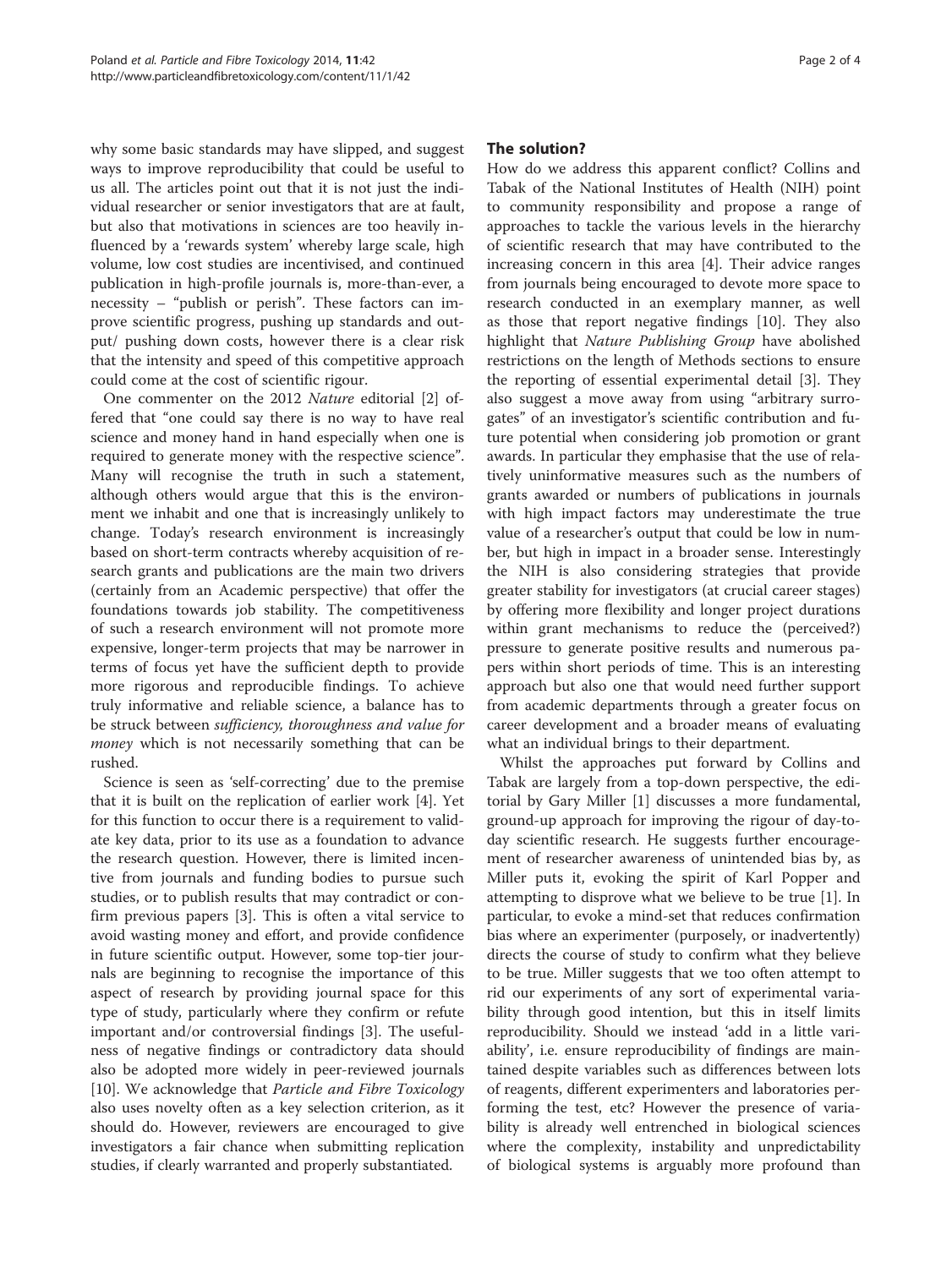why some basic standards may have slipped, and suggest ways to improve reproducibility that could be useful to us all. The articles point out that it is not just the individual researcher or senior investigators that are at fault, but also that motivations in sciences are too heavily influenced by a 'rewards system' whereby large scale, high volume, low cost studies are incentivised, and continued publication in high-profile journals is, more-than-ever, a necessity – "publish or perish". These factors can improve scientific progress, pushing up standards and output/ pushing down costs, however there is a clear risk that the intensity and speed of this competitive approach could come at the cost of scientific rigour.

One commenter on the 2012 *Nature* editorial [2] offered that "one could say there is no way to have real science and money hand in hand especially when one is required to generate money with the respective science". Many will recognise the truth in such a statement, although others would argue that this is the environment we inhabit and one that is increasingly unlikely to change. Today's research environment is increasingly based on short-term contracts whereby acquisition of research grants and publications are the main two drivers (certainly from an Academic perspective) that offer the foundations towards job stability. The competitiveness of such a research environment will not promote more expensive, longer-term projects that may be narrower in terms of focus yet have the sufficient depth to provide more rigorous and reproducible findings. To achieve truly informative and reliable science, a balance has to be struck between *sufficiency, thoroughness and value for money* which is not necessarily something that can be rushed.

Science is seen as 'self-correcting' due to the premise that it is built on the replication of earlier work [4]. Yet for this function to occur there is a requirement to validate key data, prior to its use as a foundation to advance the research question. However, there is limited incentive from journals and funding bodies to pursue such studies, or to publish results that may contradict or confirm previous papers [3]. This is often a vital service to avoid wasting money and effort, and provide confidence in future scientific output. However, some top-tier journals are beginning to recognise the importance of this aspect of research by providing journal space for this type of study, particularly where they confirm or refute important and/or controversial findings [3]. The usefulness of negative findings or contradictory data should also be adopted more widely in peer-reviewed journals [10]. We acknowledge that *Particle and Fibre Toxicology* also uses novelty often as a key selection criterion, as it should do. However, reviewers are encouraged to give investigators a fair chance when submitting replication studies, if clearly warranted and properly substantiated.

## The solution?

How do we address this apparent conflict? Collins and Tabak of the National Institutes of Health (NIH) point to community responsibility and propose a range of approaches to tackle the various levels in the hierarchy of scientific research that may have contributed to the increasing concern in this area [4]. Their advice ranges from journals being encouraged to devote more space to research conducted in an exemplary manner, as well as those that report negative findings [10]. They also highlight that *Nature Publishing Group* have abolished restrictions on the length of Methods sections to ensure the reporting of essential experimental detail [3]. They also suggest a move away from using "arbitrary surrogates" of an investigator's scientific contribution and future potential when considering job promotion or grant awards. In particular they emphasise that the use of relatively uninformative measures such as the numbers of grants awarded or numbers of publications in journals with high impact factors may underestimate the true value of a researcher's output that could be low in number, but high in impact in a broader sense. Interestingly the NIH is also considering strategies that provide greater stability for investigators (at crucial career stages) by offering more flexibility and longer project durations within grant mechanisms to reduce the (perceived?) pressure to generate positive results and numerous papers within short periods of time. This is an interesting approach but also one that would need further support from academic departments through a greater focus on career development and a broader means of evaluating what an individual brings to their department.

Whilst the approaches put forward by Collins and Tabak are largely from a top-down perspective, the editorial by Gary Miller [1] discusses a more fundamental, ground-up approach for improving the rigour of day-to-day scientific research. He suggests further encouragement of researcher awareness of unintended bias by, as Miller puts it, evoking the spirit of Karl Popper and attempting to disprove what we believe to be true [1]. In particular, to evoke a mind-set that reduces confirmation bias where an experimenter (purposely, or inadvertently) directs the course of study to confirm what they believe to be true. Miller suggests that we too often attempt to rid our experiments of any sort of experimental variability through good intention, but this in itself limits reproducibility. Should we instead 'add in a little variability', i.e. ensure reproducibility of findings are maintained despite variables such as differences between lots of reagents, different experimenters and laboratories performing the test, etc? However the presence of variability is already well entrenched in biological sciences where the complexity, instability and unpredictability of biological systems is arguably more profound than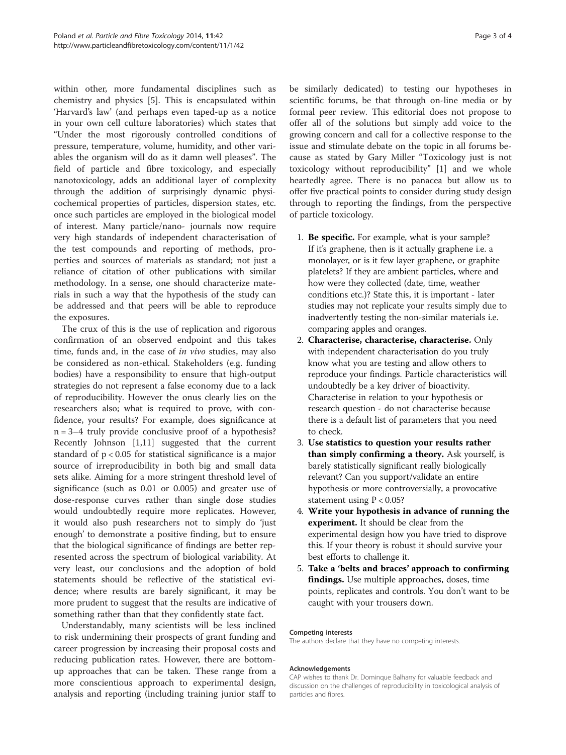within other, more fundamental disciplines such as chemistry and physics [5]. This is encapsulated within 'Harvard's law' (and perhaps even taped-up as a notice in your own cell culture laboratories) which states that "Under the most rigorously controlled conditions of pressure, temperature, volume, humidity, and other variables the organism will do as it damn well pleases". The field of particle and fibre toxicology, and especially nanotoxicology, adds an additional layer of complexity through the addition of surprisingly dynamic physicochemical properties of particles, dispersion states, etc. once such particles are employed in the biological model of interest. Many particle/nano- journals now require very high standards of independent characterisation of the test compounds and reporting of methods, properties and sources of materials as standard; not just a reliance of citation of other publications with similar methodology. In a sense, one should characterize materials in such a way that the hypothesis of the study can be addressed and that peers will be able to reproduce the exposures.

The crux of this is the use of replication and rigorous confirmation of an observed endpoint and this takes time, funds and, in the case of *in vivo* studies, may also be considered as non-ethical. Stakeholders (e.g. funding bodies) have a responsibility to ensure that high-output strategies do not represent a false economy due to a lack of reproducibility. However the onus clearly lies on the researchers also; what is required to prove, with confidence, your results? For example, does significance at n = 3–4 truly provide conclusive proof of a hypothesis? Recently Johnson [1,11] suggested that the current standard of $p < 0.05$ for statistical significance is a major source of irreproducibility in both big and small data sets alike. Aiming for a more stringent threshold level of significance (such as 0.01 or 0.005) and greater use of dose-response curves rather than single dose studies would undoubtedly require more replicates. However, it would also push researchers not to simply do 'just enough' to demonstrate a positive finding, but to ensure that the biological significance of findings are better represented across the spectrum of biological variability. At very least, our conclusions and the adoption of bold statements should be reflective of the statistical evidence; where results are barely significant, it may be more prudent to suggest that the results are indicative of something rather than that they confidently state fact.

Understandably, many scientists will be less inclined to risk undermining their prospects of grant funding and career progression by increasing their proposal costs and reducing publication rates. However, there are bottom-up approaches that can be taken. These range from a more conscientious approach to experimental design, analysis and reporting (including training junior staff to be similarly dedicated) to testing our hypotheses in scientific forums, be that through on-line media or by formal peer review. This editorial does not propose to offer all of the solutions but simply add voice to the growing concern and call for a collective response to the issue and stimulate debate on the topic in all forums because as stated by Gary Miller "Toxicology just is not toxicology without reproducibility" [1] and we whole heartedly agree. There is no panacea but allow us to offer five practical points to consider during study design through to reporting the findings, from the perspective of particle toxicology.

1. **Be specific.** For example, what is your sample? If it's graphene, then is it actually graphene i.e. a monolayer, or is it few layer graphene, or graphite platelets? If they are ambient particles, where and how were they collected (date, time, weather conditions etc.)? State this, it is important - later studies may not replicate your results simply due to inadvertently testing the non-similar materials i.e. comparing apples and oranges.
2. **Characterise, characterise, characterise.** Only with independent characterisation do you truly know what you are testing and allow others to reproduce your findings. Particle characteristics will undoubtedly be a key driver of bioactivity. Characterise in relation to your hypothesis or research question - do not characterise because there is a default list of parameters that you need to check.
3. **Use statistics to question your results rather than simply confirming a theory.** Ask yourself, is barely statistically significant really biologically relevant? Can you support/validate an entire hypothesis or more controversially, a provocative statement using $P < 0.05$?
4. **Write your hypothesis in advance of running the experiment.** It should be clear from the experimental design how you have tried to disprove this. If your theory is robust it should survive your best efforts to challenge it.
5. **Take a 'belts and braces' approach to confirming findings.** Use multiple approaches, doses, time points, replicates and controls. You don't want to be caught with your trousers down.

#### Competing interests

The authors declare that they have no competing interests.

#### Acknowledgements

CAP wishes to thank Dr. Dominque Balharry for valuable feedback and discussion on the challenges of reproducibility in toxicological analysis of particles and fibres.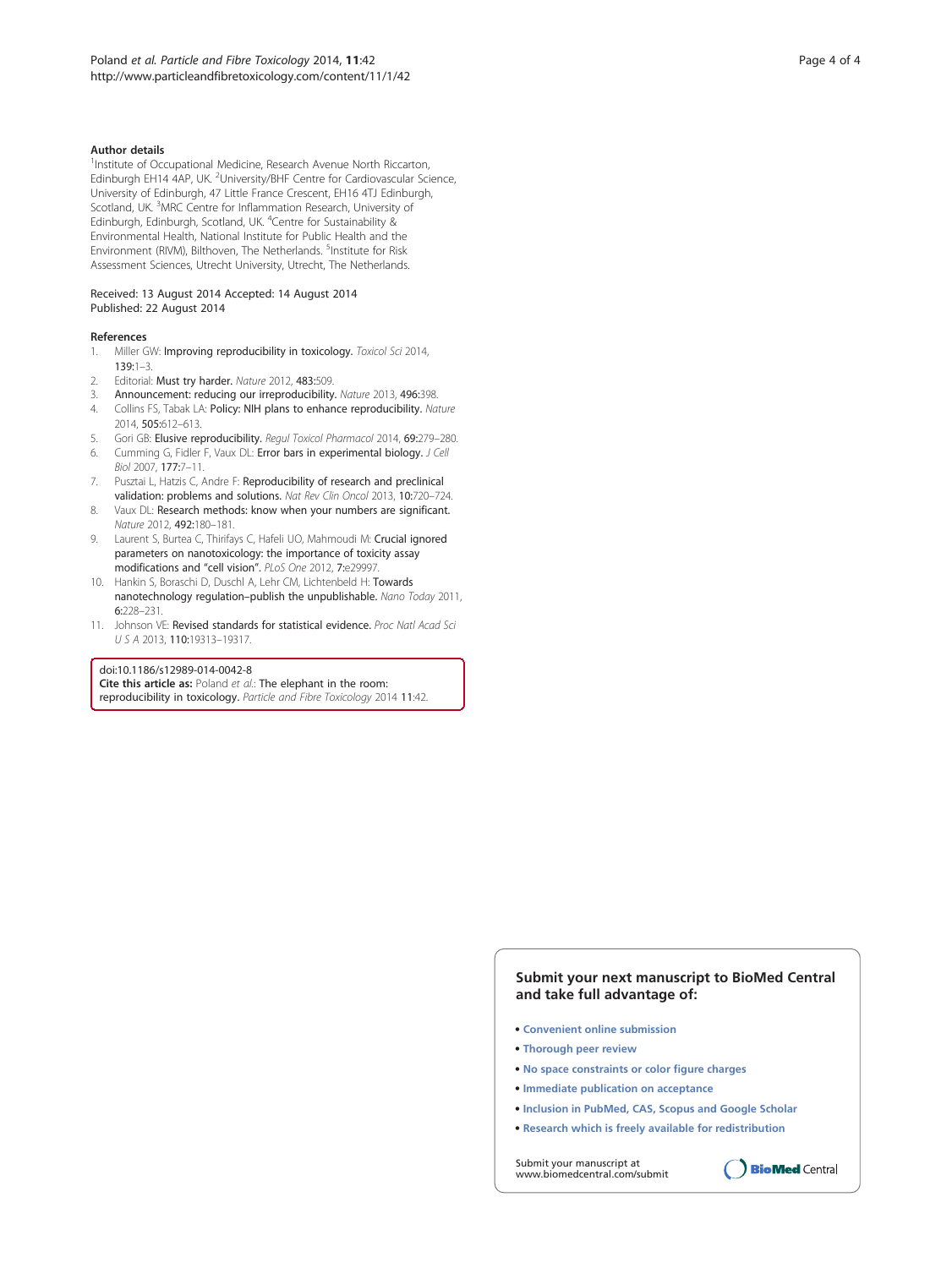#### Author details

[1]Institute of Occupational Medicine, Research Avenue North Riccarton, Edinburgh EH14 4AP, UK. [2]University/BHF Centre for Cardiovascular Science, University of Edinburgh, 47 Little France Crescent, EH16 4TJ Edinburgh, Scotland, UK. [3]MRC Centre for Inflammation Research, University of Edinburgh, Edinburgh, Scotland, UK. [4]Centre for Sustainability & Environmental Health, National Institute for Public Health and the Environment (RIVM), Bilthoven, The Netherlands. [5]Institute for Risk Assessment Sciences, Utrecht University, Utrecht, The Netherlands.

Received: 13 August 2014 Accepted: 14 August 2014
Published: 22 August 2014

#### References

1. Miller GW: **Improving reproducibility in toxicology.** *Toxicol Sci* 2014, **139:**1–3.
2. Editorial: **Must try harder.** *Nature* 2012, **483:**509.
3. **Announcement: reducing our irreproducibility.** *Nature* 2013, **496:**398.
4. Collins FS, Tabak LA: **Policy: NIH plans to enhance reproducibility.** *Nature* 2014, **505:**612–613.
5. Gori GB: **Elusive reproducibility.** *Regul Toxicol Pharmacol* 2014, **69:**279–280.
6. Cumming G, Fidler F, Vaux DL: **Error bars in experimental biology.** *J Cell Biol* 2007, **177:**7–11.
7. Pusztai L, Hatzis C, Andre F: **Reproducibility of research and preclinical validation: problems and solutions.** *Nat Rev Clin Oncol* 2013, **10:**720–724.
8. Vaux DL: **Research methods: know when your numbers are significant.** *Nature* 2012, **492:**180–181.
9. Laurent S, Burtea C, Thirifays C, Hafeli UO, Mahmoudi M: **Crucial ignored parameters on nanotoxicology: the importance of toxicity assay modifications and "cell vision".** *PLoS One* 2012, **7:**e29997.
10. Hankin S, Boraschi D, Duschl A, Lehr CM, Lichtenbeld H: **Towards nanotechnology regulation–publish the unpublishable.** *Nano Today* 2011, **6:**228–231.
11. Johnson VE: **Revised standards for statistical evidence.** *Proc Natl Acad Sci U S A* 2013, **110:**19313–19317.

doi:10.1186/s12989-014-0042-8
**Cite this article as:** Poland *et al.*: The elephant in the room: reproducibility in toxicology. *Particle and Fibre Toxicology* 2014 **11**:42.

**Submit your next manuscript to BioMed Central and take full advantage of:**

- **Convenient online submission**
- **Thorough peer review**
- **No space constraints or color figure charges**
- **Immediate publication on acceptance**
- **Inclusion in PubMed, CAS, Scopus and Google Scholar**
- **Research which is freely available for redistribution**

Submit your manuscript at
www.biomedcentral.com/submit

BioMed Central